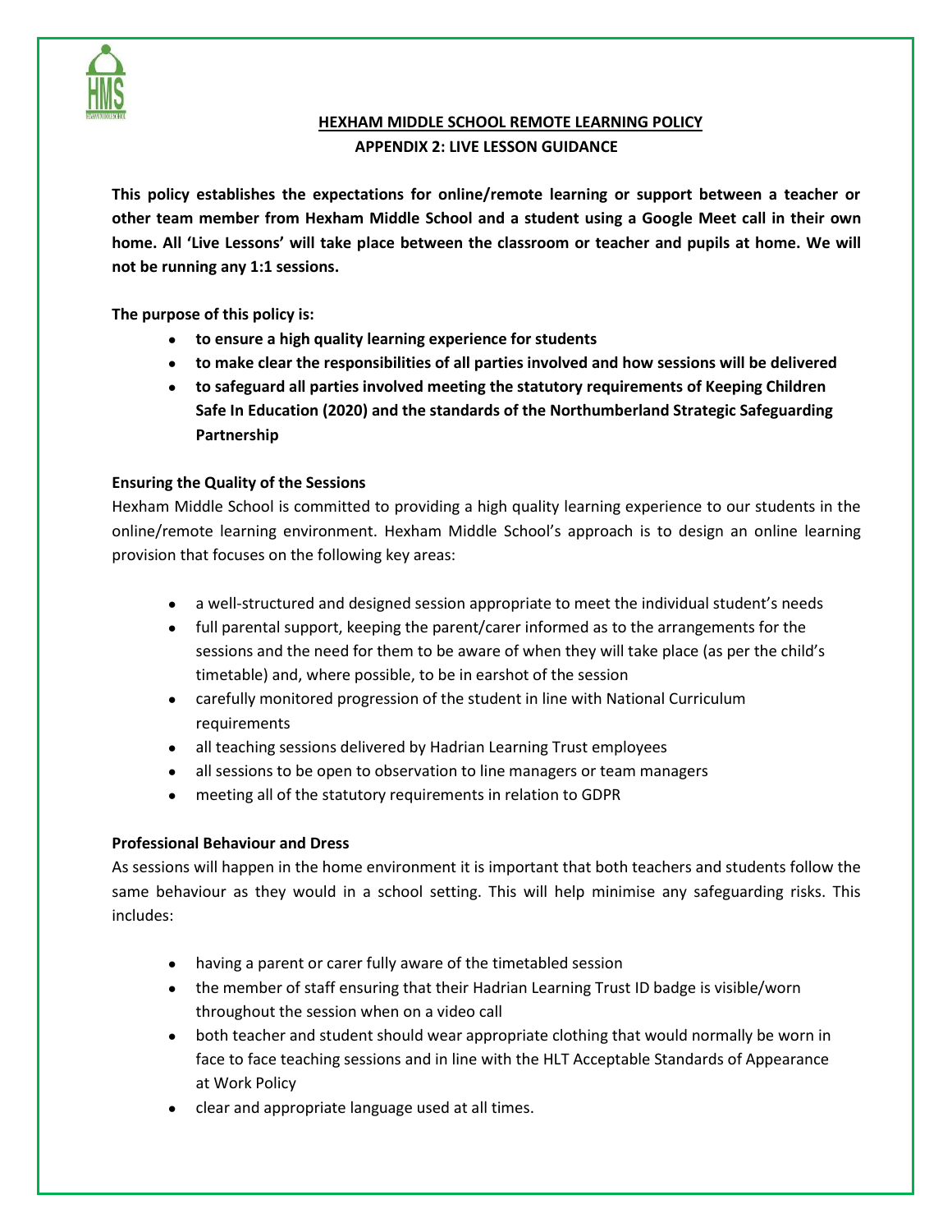# HEXHAM MIDDLE SCHOOL REMOTE LEARNING POLICY

## APPENDIX 2: LIVE LESSON GUIDANCE

**This policy establishes the expectations for online/remote learning or support between a teacher or other team member from Hexham Middle School and a student using a Google Meet call in their own home. All 'Live Lessons' will take place between the classroom or teacher and pupils at home. We will not be running any 1:1 sessions.**

**The purpose of this policy is:**

- **to ensure a high quality learning experience for students**
- **to make clear the responsibilities of all parties involved and how sessions will be delivered**
- **to safeguard all parties involved meeting the statutory requirements of Keeping Children Safe In Education (2020) and the standards of the Northumberland Strategic Safeguarding Partnership**

### Ensuring the Quality of the Sessions

Hexham Middle School is committed to providing a high quality learning experience to our students in the online/remote learning environment. Hexham Middle School's approach is to design an online learning provision that focuses on the following key areas:

- a well-structured and designed session appropriate to meet the individual student's needs
- full parental support, keeping the parent/carer informed as to the arrangements for the sessions and the need for them to be aware of when they will take place (as per the child's timetable) and, where possible, to be in earshot of the session
- carefully monitored progression of the student in line with National Curriculum requirements
- all teaching sessions delivered by Hadrian Learning Trust employees
- all sessions to be open to observation to line managers or team managers
- meeting all of the statutory requirements in relation to GDPR

### Professional Behaviour and Dress

As sessions will happen in the home environment it is important that both teachers and students follow the same behaviour as they would in a school setting. This will help minimise any safeguarding risks. This includes:

- having a parent or carer fully aware of the timetabled session
- the member of staff ensuring that their Hadrian Learning Trust ID badge is visible/worn throughout the session when on a video call
- both teacher and student should wear appropriate clothing that would normally be worn in face to face teaching sessions and in line with the HLT Acceptable Standards of Appearance at Work Policy
- clear and appropriate language used at all times.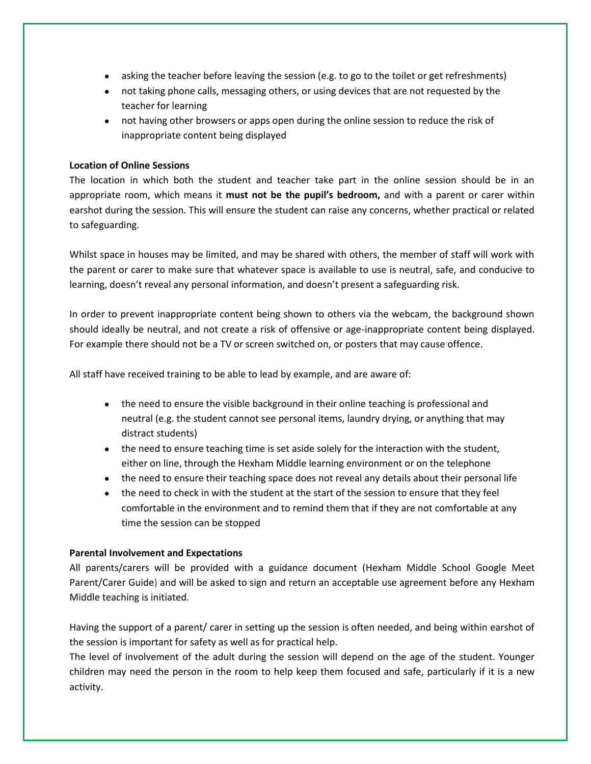- asking the teacher before leaving the session (e.g. to go to the toilet or get refreshments)
- not taking phone calls, messaging others, or using devices that are not requested by the teacher for learning
- not having other browsers or apps open during the online session to reduce the risk of inappropriate content being displayed

**Location of Online Sessions**

The location in which both the student and teacher take part in the online session should be in an appropriate room, which means it **must not be the pupil's bedroom,** and with a parent or carer within earshot during the session. This will ensure the student can raise any concerns, whether practical or related to safeguarding.

Whilst space in houses may be limited, and may be shared with others, the member of staff will work with the parent or carer to make sure that whatever space is available to use is neutral, safe, and conducive to learning, doesn't reveal any personal information, and doesn't present a safeguarding risk.

In order to prevent inappropriate content being shown to others via the webcam, the background shown should ideally be neutral, and not create a risk of offensive or age-inappropriate content being displayed. For example there should not be a TV or screen switched on, or posters that may cause offence.

All staff have received training to be able to lead by example, and are aware of:

- the need to ensure the visible background in their online teaching is professional and neutral (e.g. the student cannot see personal items, laundry drying, or anything that may distract students)
- the need to ensure teaching time is set aside solely for the interaction with the student, either on line, through the Hexham Middle learning environment or on the telephone
- the need to ensure their teaching space does not reveal any details about their personal life
- the need to check in with the student at the start of the session to ensure that they feel comfortable in the environment and to remind them that if they are not comfortable at any time the session can be stopped

**Parental Involvement and Expectations**

All parents/carers will be provided with a guidance document (Hexham Middle School Google Meet Parent/Carer Guide) and will be asked to sign and return an acceptable use agreement before any Hexham Middle teaching is initiated.

Having the support of a parent/ carer in setting up the session is often needed, and being within earshot of the session is important for safety as well as for practical help.

The level of involvement of the adult during the session will depend on the age of the student. Younger children may need the person in the room to help keep them focused and safe, particularly if it is a new activity.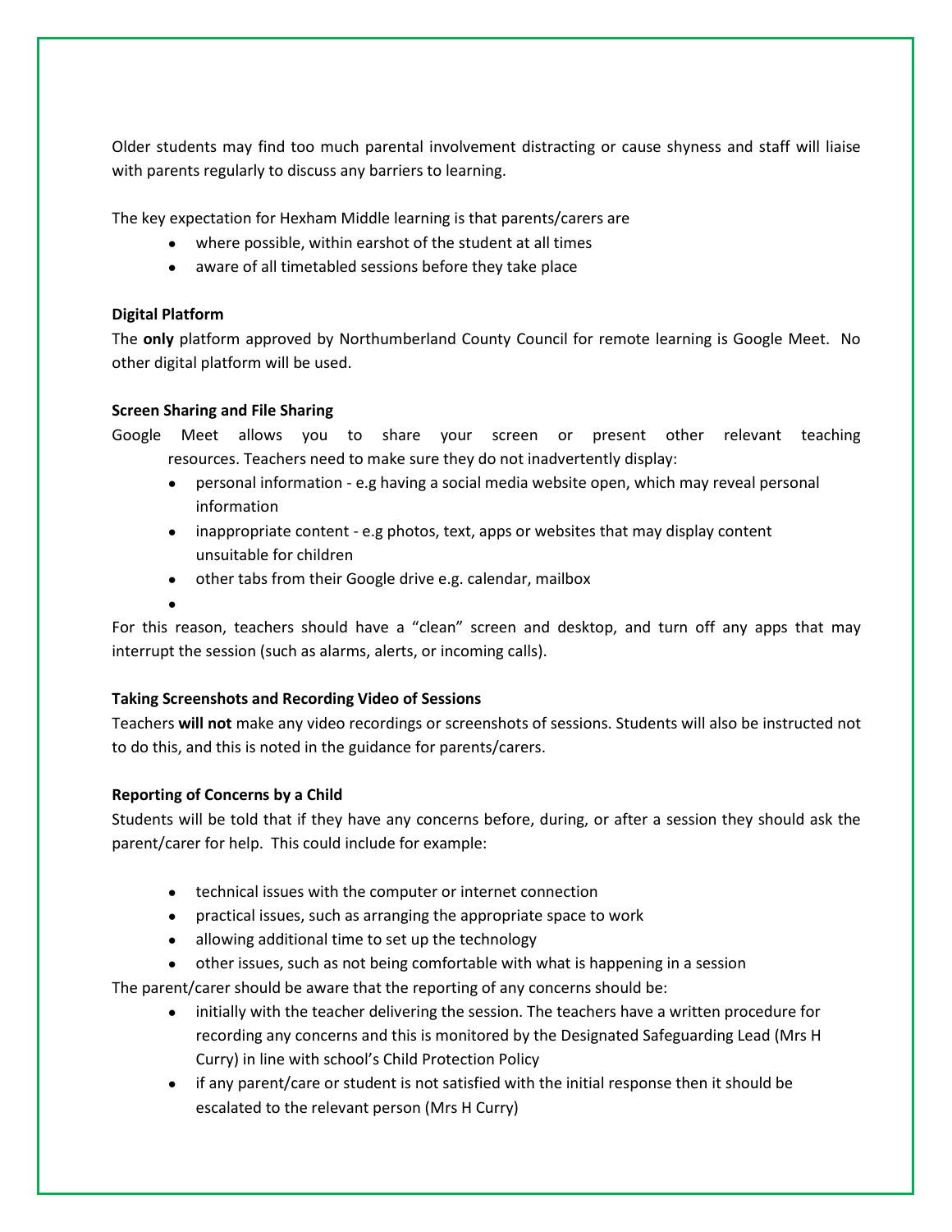Older students may find too much parental involvement distracting or cause shyness and staff will liaise with parents regularly to discuss any barriers to learning.

The key expectation for Hexham Middle learning is that parents/carers are

- where possible, within earshot of the student at all times
- aware of all timetabled sessions before they take place

**Digital Platform**

The **only** platform approved by Northumberland County Council for remote learning is Google Meet. No other digital platform will be used.

**Screen Sharing and File Sharing**

Google Meet allows you to share your screen or present other relevant teaching resources. Teachers need to make sure they do not inadvertently display:

- personal information - e.g having a social media website open, which may reveal personal information
- inappropriate content - e.g photos, text, apps or websites that may display content unsuitable for children
- other tabs from their Google drive e.g. calendar, mailbox

For this reason, teachers should have a "clean" screen and desktop, and turn off any apps that may interrupt the session (such as alarms, alerts, or incoming calls).

**Taking Screenshots and Recording Video of Sessions**

Teachers **will not** make any video recordings or screenshots of sessions. Students will also be instructed not to do this, and this is noted in the guidance for parents/carers.

**Reporting of Concerns by a Child**

Students will be told that if they have any concerns before, during, or after a session they should ask the parent/carer for help. This could include for example:

- technical issues with the computer or internet connection
- practical issues, such as arranging the appropriate space to work
- allowing additional time to set up the technology
- other issues, such as not being comfortable with what is happening in a session

The parent/carer should be aware that the reporting of any concerns should be:

- initially with the teacher delivering the session. The teachers have a written procedure for recording any concerns and this is monitored by the Designated Safeguarding Lead (Mrs H Curry) in line with school's Child Protection Policy
- if any parent/care or student is not satisfied with the initial response then it should be escalated to the relevant person (Mrs H Curry)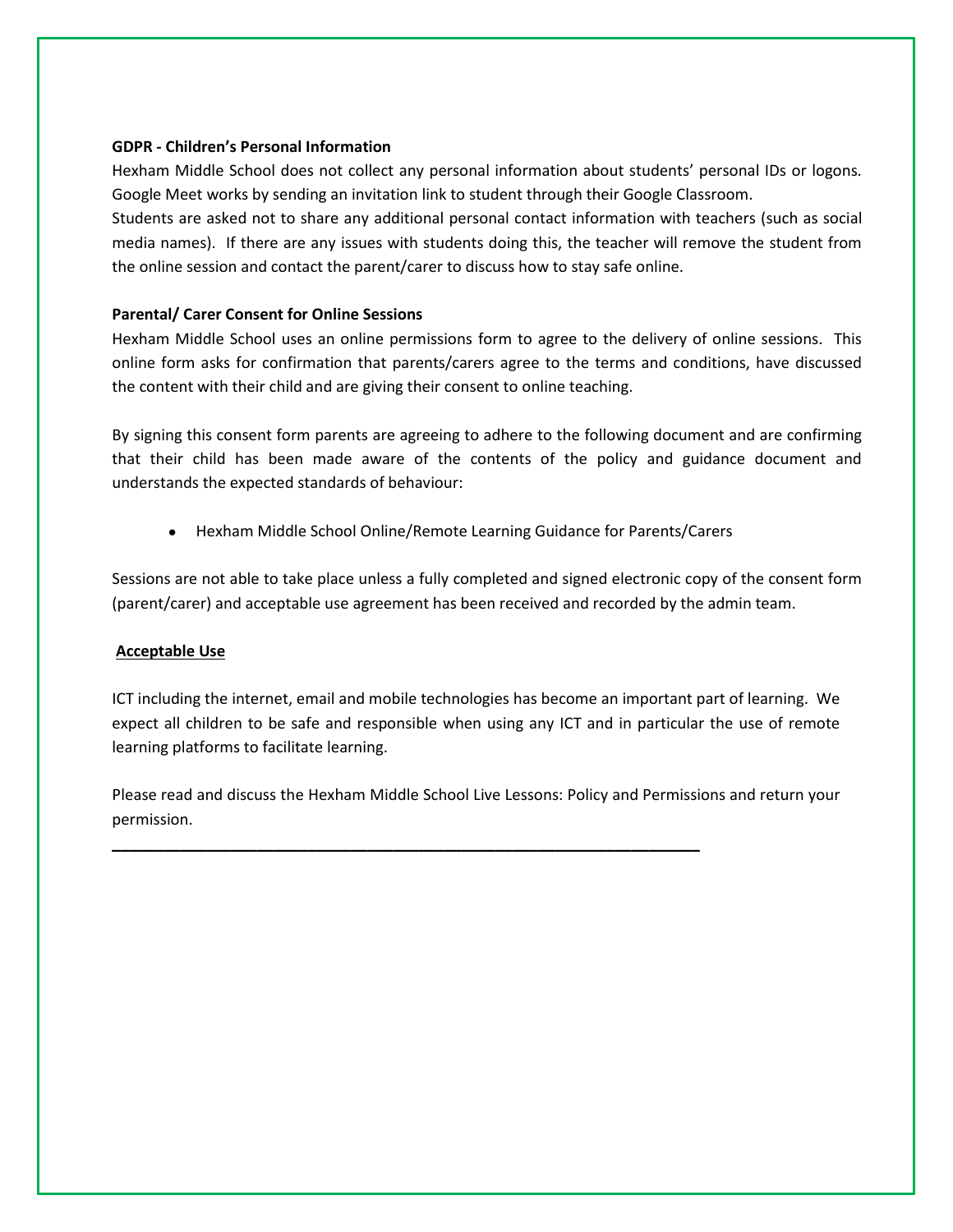**GDPR - Children's Personal Information**

Hexham Middle School does not collect any personal information about students' personal IDs or logons. Google Meet works by sending an invitation link to student through their Google Classroom.
Students are asked not to share any additional personal contact information with teachers (such as social media names). If there are any issues with students doing this, the teacher will remove the student from the online session and contact the parent/carer to discuss how to stay safe online.

**Parental/ Carer Consent for Online Sessions**

Hexham Middle School uses an online permissions form to agree to the delivery of online sessions. This online form asks for confirmation that parents/carers agree to the terms and conditions, have discussed the content with their child and are giving their consent to online teaching.

By signing this consent form parents are agreeing to adhere to the following document and are confirming that their child has been made aware of the contents of the policy and guidance document and understands the expected standards of behaviour:

- Hexham Middle School Online/Remote Learning Guidance for Parents/Carers

Sessions are not able to take place unless a fully completed and signed electronic copy of the consent form (parent/carer) and acceptable use agreement has been received and recorded by the admin team.

**Acceptable Use**

ICT including the internet, email and mobile technologies has become an important part of learning. We expect all children to be safe and responsible when using any ICT and in particular the use of remote learning platforms to facilitate learning.

Please read and discuss the Hexham Middle School Live Lessons: Policy and Permissions and return your permission.

---